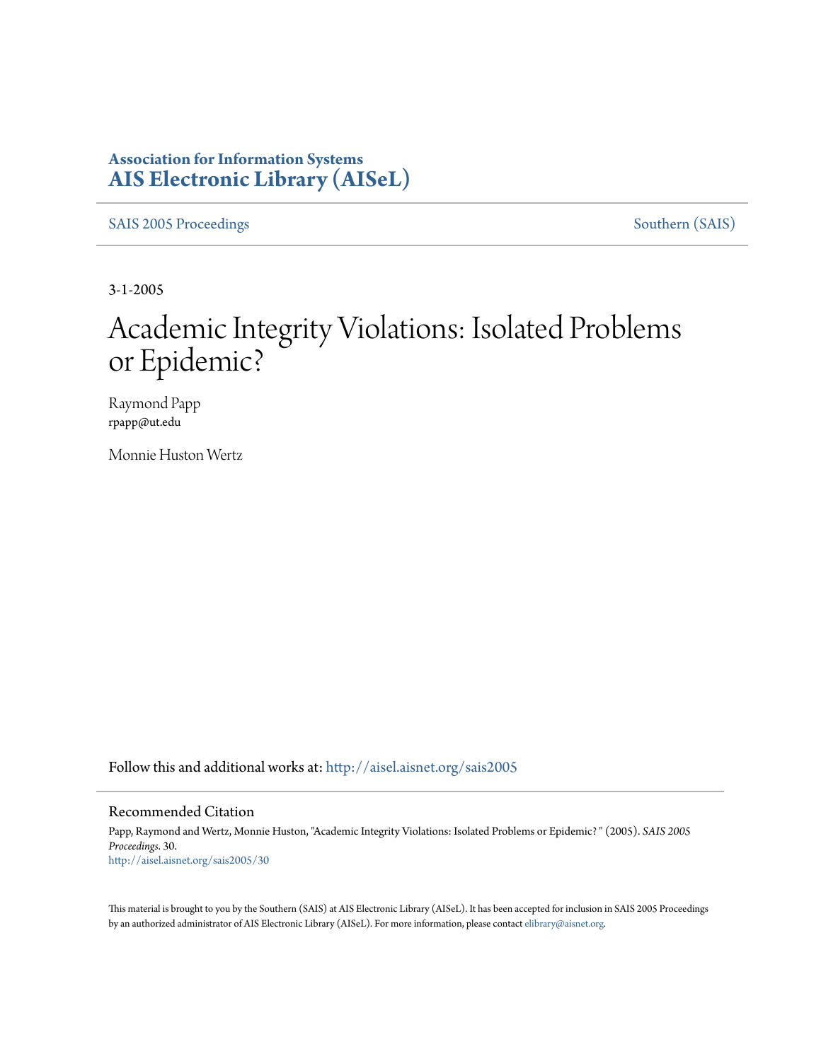**Association for Information Systems**
**AIS Electronic Library (AISeL)**

SAIS 2005 Proceedings | Southern (SAIS)

3-1-2005

# Academic Integrity Violations: Isolated Problems or Epidemic?

Raymond Papp
rpapp@ut.edu

Monnie Huston Wertz

Follow this and additional works at: http://aisel.aisnet.org/sais2005

## Recommended Citation

Papp, Raymond and Wertz, Monnie Huston, "Academic Integrity Violations: Isolated Problems or Epidemic? " (2005). *SAIS 2005 Proceedings*. 30.
http://aisel.aisnet.org/sais2005/30

This material is brought to you by the Southern (SAIS) at AIS Electronic Library (AISeL). It has been accepted for inclusion in SAIS 2005 Proceedings by an authorized administrator of AIS Electronic Library (AISeL). For more information, please contact elibrary@aisnet.org.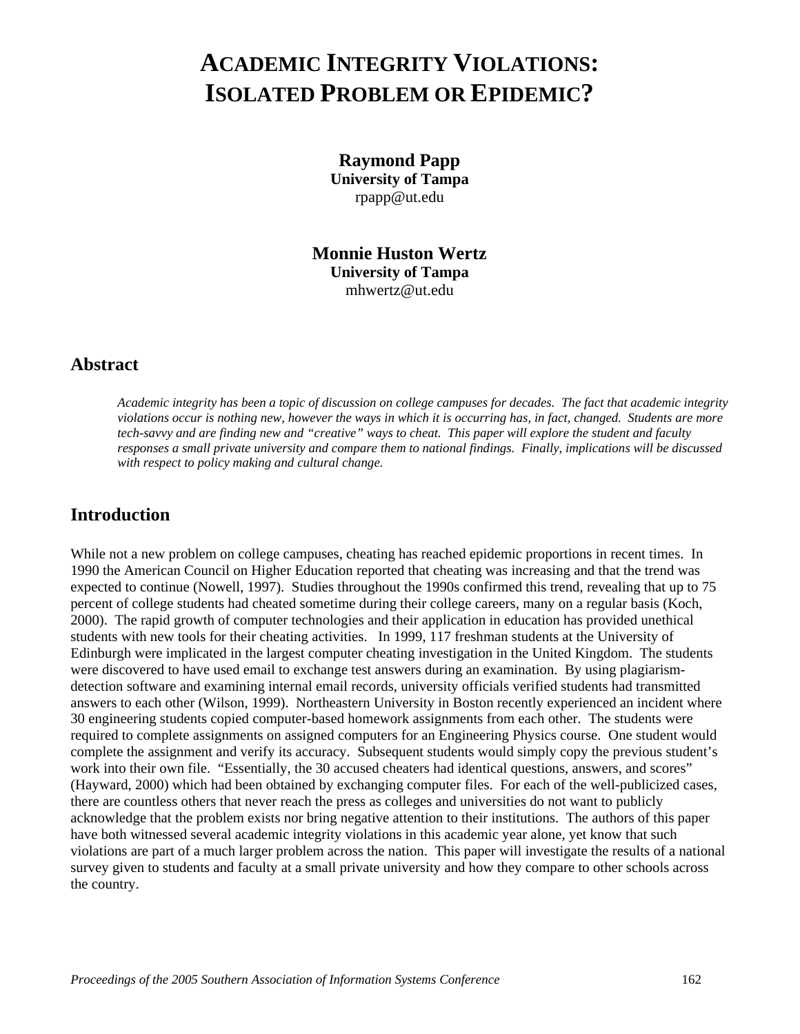# Academic Integrity Violations: Isolated Problem or Epidemic?

**Raymond Papp**
**University of Tampa**
rpapp@ut.edu

**Monnie Huston Wertz**
**University of Tampa**
mhwertz@ut.edu

## Abstract

*Academic integrity has been a topic of discussion on college campuses for decades. The fact that academic integrity violations occur is nothing new, however the ways in which it is occurring has, in fact, changed. Students are more tech-savvy and are finding new and "creative" ways to cheat. This paper will explore the student and faculty responses a small private university and compare them to national findings. Finally, implications will be discussed with respect to policy making and cultural change.*

## Introduction

While not a new problem on college campuses, cheating has reached epidemic proportions in recent times. In 1990 the American Council on Higher Education reported that cheating was increasing and that the trend was expected to continue (Nowell, 1997). Studies throughout the 1990s confirmed this trend, revealing that up to 75 percent of college students had cheated sometime during their college careers, many on a regular basis (Koch, 2000). The rapid growth of computer technologies and their application in education has provided unethical students with new tools for their cheating activities. In 1999, 117 freshman students at the University of Edinburgh were implicated in the largest computer cheating investigation in the United Kingdom. The students were discovered to have used email to exchange test answers during an examination. By using plagiarism-detection software and examining internal email records, university officials verified students had transmitted answers to each other (Wilson, 1999). Northeastern University in Boston recently experienced an incident where 30 engineering students copied computer-based homework assignments from each other. The students were required to complete assignments on assigned computers for an Engineering Physics course. One student would complete the assignment and verify its accuracy. Subsequent students would simply copy the previous student's work into their own file. "Essentially, the 30 accused cheaters had identical questions, answers, and scores" (Hayward, 2000) which had been obtained by exchanging computer files. For each of the well-publicized cases, there are countless others that never reach the press as colleges and universities do not want to publicly acknowledge that the problem exists nor bring negative attention to their institutions. The authors of this paper have both witnessed several academic integrity violations in this academic year alone, yet know that such violations are part of a much larger problem across the nation. This paper will investigate the results of a national survey given to students and faculty at a small private university and how they compare to other schools across the country.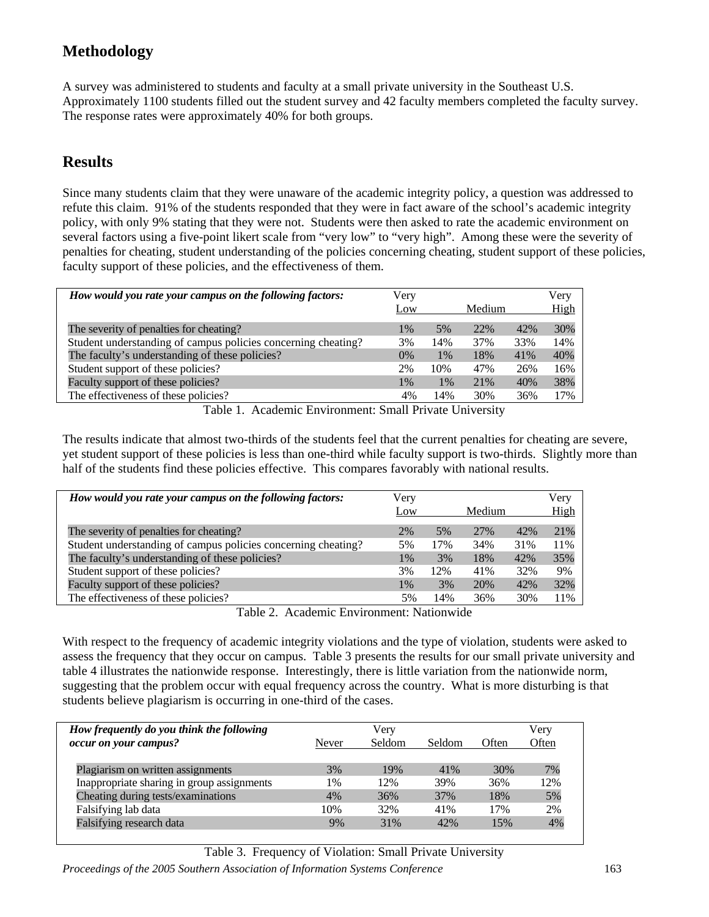## Methodology

A survey was administered to students and faculty at a small private university in the Southeast U.S. Approximately 1100 students filled out the student survey and 42 faculty members completed the faculty survey. The response rates were approximately 40% for both groups.

## Results

Since many students claim that they were unaware of the academic integrity policy, a question was addressed to refute this claim. 91% of the students responded that they were in fact aware of the school's academic integrity policy, with only 9% stating that they were not. Students were then asked to rate the academic environment on several factors using a five-point likert scale from "very low" to "very high". Among these were the severity of penalties for cheating, student understanding of the policies concerning cheating, student support of these policies, faculty support of these policies, and the effectiveness of them.

| ***How would you rate your campus on the following factors:*** | Very Low | | Medium | | Very High |
|---|---|---|---|---|---|
| The severity of penalties for cheating? | 1% | 5% | 22% | 42% | 30% |
| Student understanding of campus policies concerning cheating? | 3% | 14% | 37% | 33% | 14% |
| The faculty's understanding of these policies? | 0% | 1% | 18% | 41% | 40% |
| Student support of these policies? | 2% | 10% | 47% | 26% | 16% |
| Faculty support of these policies? | 1% | 1% | 21% | 40% | 38% |
| The effectiveness of these policies? | 4% | 14% | 30% | 36% | 17% |

Table 1. Academic Environment: Small Private University

The results indicate that almost two-thirds of the students feel that the current penalties for cheating are severe, yet student support of these policies is less than one-third while faculty support is two-thirds. Slightly more than half of the students find these policies effective. This compares favorably with national results.

| ***How would you rate your campus on the following factors:*** | Very Low | | Medium | | Very High |
|---|---|---|---|---|---|
| The severity of penalties for cheating? | 2% | 5% | 27% | 42% | 21% |
| Student understanding of campus policies concerning cheating? | 5% | 17% | 34% | 31% | 11% |
| The faculty's understanding of these policies? | 1% | 3% | 18% | 42% | 35% |
| Student support of these policies? | 3% | 12% | 41% | 32% | 9% |
| Faculty support of these policies? | 1% | 3% | 20% | 42% | 32% |
| The effectiveness of these policies? | 5% | 14% | 36% | 30% | 11% |

Table 2. Academic Environment: Nationwide

With respect to the frequency of academic integrity violations and the type of violation, students were asked to assess the frequency that they occur on campus. Table 3 presents the results for our small private university and table 4 illustrates the nationwide response. Interestingly, there is little variation from the nationwide norm, suggesting that the problem occur with equal frequency across the country. What is more disturbing is that students believe plagiarism is occurring in one-third of the cases.

| ***How frequently do you think the following occur on your campus?*** | Never | Very Seldom | Seldom | Often | Very Often |
|---|---|---|---|---|---|
| Plagiarism on written assignments | 3% | 19% | 41% | 30% | 7% |
| Inappropriate sharing in group assignments | 1% | 12% | 39% | 36% | 12% |
| Cheating during tests/examinations | 4% | 36% | 37% | 18% | 5% |
| Falsifying lab data | 10% | 32% | 41% | 17% | 2% |
| Falsifying research data | 9% | 31% | 42% | 15% | 4% |

Table 3. Frequency of Violation: Small Private University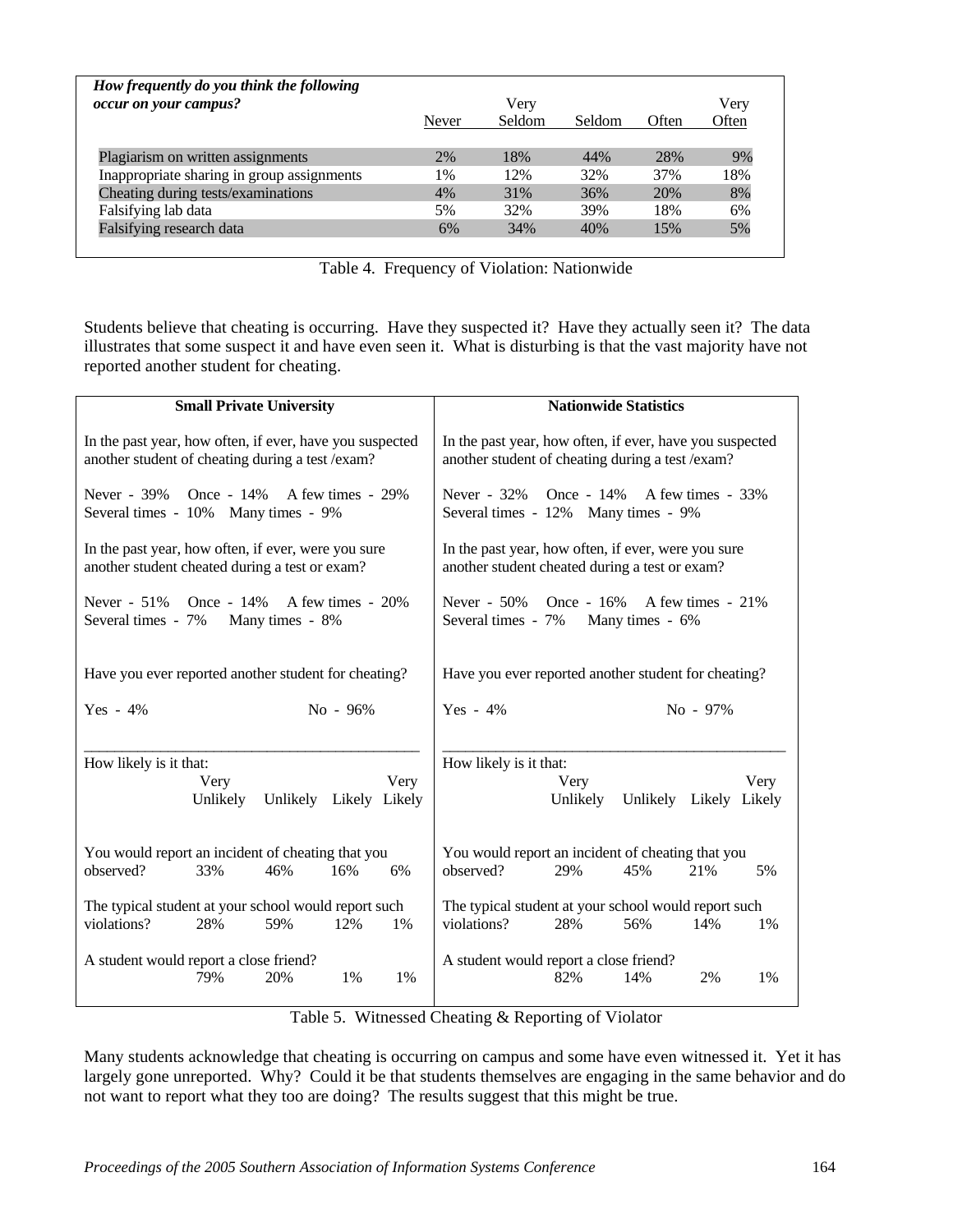| *How frequently do you think the following occur on your campus?* | Never | Very Seldom | Seldom | Often | Very Often |
|---|---|---|---|---|---|
| Plagiarism on written assignments | 2% | 18% | 44% | 28% | 9% |
| Inappropriate sharing in group assignments | 1% | 12% | 32% | 37% | 18% |
| Cheating during tests/examinations | 4% | 31% | 36% | 20% | 8% |
| Falsifying lab data | 5% | 32% | 39% | 18% | 6% |
| Falsifying research data | 6% | 34% | 40% | 15% | 5% |

Table 4. Frequency of Violation: Nationwide

Students believe that cheating is occurring. Have they suspected it? Have they actually seen it? The data illustrates that some suspect it and have even seen it. What is disturbing is that the vast majority have not reported another student for cheating.

| **Small Private University** | **Nationwide Statistics** |
|---|---|
| In the past year, how often, if ever, have you suspected another student of cheating during a test /exam? | In the past year, how often, if ever, have you suspected another student of cheating during a test /exam? |
| Never - 39% Once - 14% A few times - 29% Several times - 10% Many times - 9% | Never - 32% Once - 14% A few times - 33% Several times - 12% Many times - 9% |
| In the past year, how often, if ever, were you sure another student cheated during a test or exam? | In the past year, how often, if ever, were you sure another student cheated during a test or exam? |
| Never - 51% Once - 14% A few times - 20% Several times - 7% Many times - 8% | Never - 50% Once - 16% A few times - 21% Several times - 7% Many times - 6% |
| Have you ever reported another student for cheating? | Have you ever reported another student for cheating? |
| Yes - 4% No - 96% | Yes - 4% No - 97% |

| How likely is it that: | Small Private University: Very Unlikely | Unlikely | Likely | Very Likely | Nationwide: Very Unlikely | Unlikely | Likely | Very Likely |
|---|---|---|---|---|---|---|---|---|
| You would report an incident of cheating that you observed? | 33% | 46% | 16% | 6% | 29% | 45% | 21% | 5% |
| The typical student at your school would report such violations? | 28% | 59% | 12% | 1% | 28% | 56% | 14% | 1% |
| A student would report a close friend? | 79% | 20% | 1% | 1% | 82% | 14% | 2% | 1% |

Table 5. Witnessed Cheating & Reporting of Violator

Many students acknowledge that cheating is occurring on campus and some have even witnessed it. Yet it has largely gone unreported. Why? Could it be that students themselves are engaging in the same behavior and do not want to report what they too are doing? The results suggest that this might be true.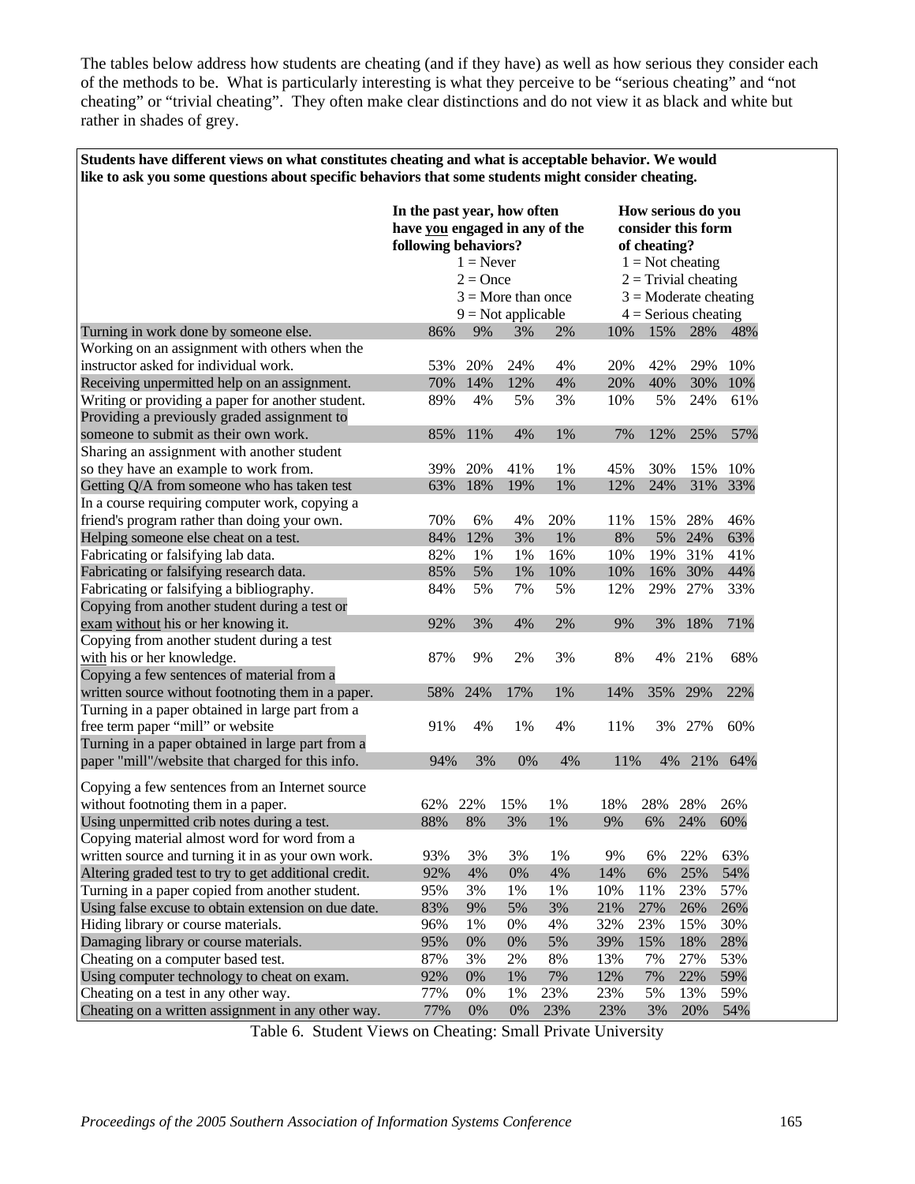The tables below address how students are cheating (and if they have) as well as how serious they consider each of the methods to be. What is particularly interesting is what they perceive to be "serious cheating" and "not cheating" or "trivial cheating". They often make clear distinctions and do not view it as black and white but rather in shades of grey.

**Students have different views on what constitutes cheating and what is acceptable behavior. We would like to ask you some questions about specific behaviors that some students might consider cheating.**

| | **In the past year, how often have you engaged in any of the following behaviors?** 1 = Never, 2 = Once, 3 = More than once, 9 = Not applicable | | | | **How serious do you consider this form of cheating?** 1 = Not cheating, 2 = Trivial cheating, 3 = Moderate cheating, 4 = Serious cheating | | | |
|---|---|---|---|---|---|---|---|---|
| | 1 | 2 | 3 | 9 | 1 | 2 | 3 | 4 |
| Turning in work done by someone else. | 86% | 9% | 3% | 2% | 10% | 15% | 28% | 48% |
| Working on an assignment with others when the instructor asked for individual work. | 53% | 20% | 24% | 4% | 20% | 42% | 29% | 10% |
| Receiving unpermitted help on an assignment. | 70% | 14% | 12% | 4% | 20% | 40% | 30% | 10% |
| Writing or providing a paper for another student. | 89% | 4% | 5% | 3% | 10% | 5% | 24% | 61% |
| Providing a previously graded assignment to someone to submit as their own work. | 85% | 11% | 4% | 1% | 7% | 12% | 25% | 57% |
| Sharing an assignment with another student so they have an example to work from. | 39% | 20% | 41% | 1% | 45% | 30% | 15% | 10% |
| Getting Q/A from someone who has taken test | 63% | 18% | 19% | 1% | 12% | 24% | 31% | 33% |
| In a course requiring computer work, copying a friend's program rather than doing your own. | 70% | 6% | 4% | 20% | 11% | 15% | 28% | 46% |
| Helping someone else cheat on a test. | 84% | 12% | 3% | 1% | 8% | 5% | 24% | 63% |
| Fabricating or falsifying lab data. | 82% | 1% | 1% | 16% | 10% | 19% | 31% | 41% |
| Fabricating or falsifying research data. | 85% | 5% | 1% | 10% | 10% | 16% | 30% | 44% |
| Fabricating or falsifying a bibliography. | 84% | 5% | 7% | 5% | 12% | 29% | 27% | 33% |
| Copying from another student during a test or exam without his or her knowing it. | 92% | 3% | 4% | 2% | 9% | 3% | 18% | 71% |
| Copying from another student during a test with his or her knowledge. | 87% | 9% | 2% | 3% | 8% | 4% | 21% | 68% |
| Copying a few sentences of material from a written source without footnoting them in a paper. | 58% | 24% | 17% | 1% | 14% | 35% | 29% | 22% |
| Turning in a paper obtained in large part from a free term paper "mill" or website | 91% | 4% | 1% | 4% | 11% | 3% | 27% | 60% |
| Turning in a paper obtained in large part from a paper "mill"/website that charged for this info. | 94% | 3% | 0% | 4% | 11% | 4% | 21% | 64% |
| Copying a few sentences from an Internet source without footnoting them in a paper. | 62% | 22% | 15% | 1% | 18% | 28% | 28% | 26% |
| Using unpermitted crib notes during a test. | 88% | 8% | 3% | 1% | 9% | 6% | 24% | 60% |
| Copying material almost word for word from a written source and turning it in as your own work. | 93% | 3% | 3% | 1% | 9% | 6% | 22% | 63% |
| Altering graded test to try to get additional credit. | 92% | 4% | 0% | 4% | 14% | 6% | 25% | 54% |
| Turning in a paper copied from another student. | 95% | 3% | 1% | 1% | 10% | 11% | 23% | 57% |
| Using false excuse to obtain extension on due date. | 83% | 9% | 5% | 3% | 21% | 27% | 26% | 26% |
| Hiding library or course materials. | 96% | 1% | 0% | 4% | 32% | 23% | 15% | 30% |
| Damaging library or course materials. | 95% | 0% | 0% | 5% | 39% | 15% | 18% | 28% |
| Cheating on a computer based test. | 87% | 3% | 2% | 8% | 13% | 7% | 27% | 53% |
| Using computer technology to cheat on exam. | 92% | 0% | 1% | 7% | 12% | 7% | 22% | 59% |
| Cheating on a test in any other way. | 77% | 0% | 1% | 23% | 23% | 5% | 13% | 59% |
| Cheating on a written assignment in any other way. | 77% | 0% | 0% | 23% | 23% | 3% | 20% | 54% |

Table 6. Student Views on Cheating: Small Private University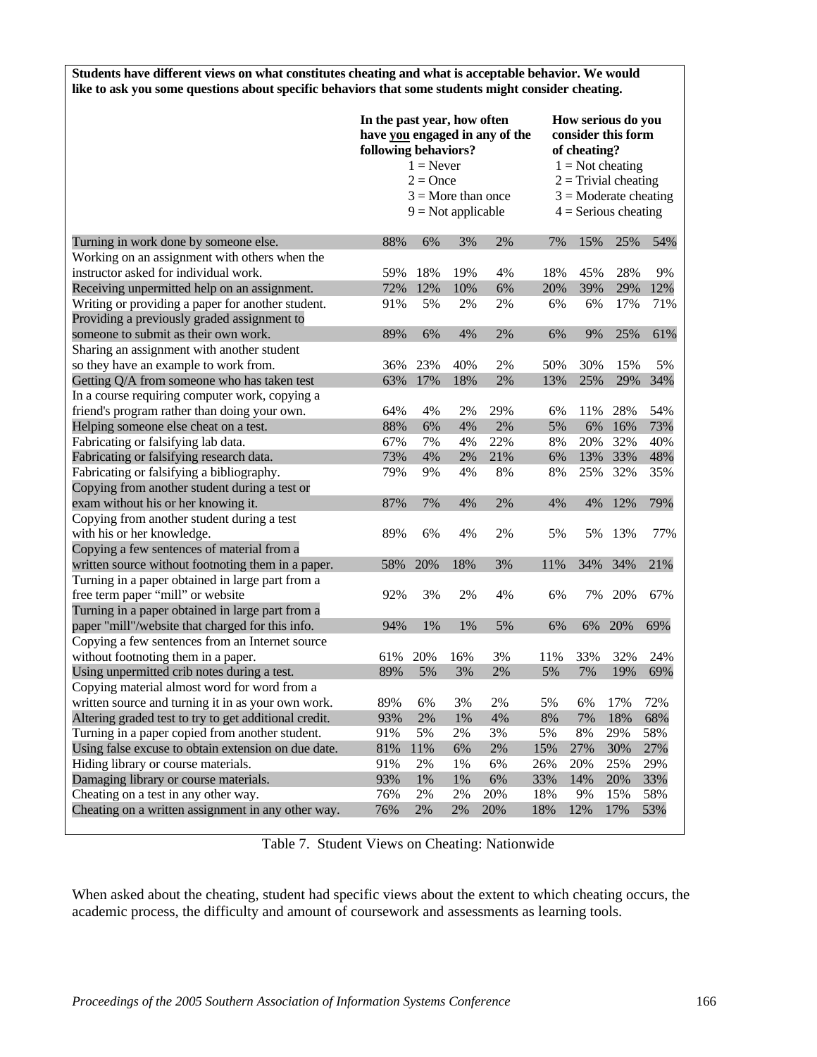**Students have different views on what constitutes cheating and what is acceptable behavior. We would like to ask you some questions about specific behaviors that some students might consider cheating.**

| | **In the past year, how often have you engaged in any of the following behaviors?** 1 = Never, 2 = Once, 3 = More than once, 9 = Not applicable | | | | **How serious do you consider this form of cheating?** 1 = Not cheating, 2 = Trivial cheating, 3 = Moderate cheating, 4 = Serious cheating | | | |
|---|---|---|---|---|---|---|---|---|
| | 1 | 2 | 3 | 9 | 1 | 2 | 3 | 4 |
| Turning in work done by someone else. | 88% | 6% | 3% | 2% | 7% | 15% | 25% | 54% |
| Working on an assignment with others when the instructor asked for individual work. | 59% | 18% | 19% | 4% | 18% | 45% | 28% | 9% |
| Receiving unpermitted help on an assignment. | 72% | 12% | 10% | 6% | 20% | 39% | 29% | 12% |
| Writing or providing a paper for another student. | 91% | 5% | 2% | 2% | 6% | 6% | 17% | 71% |
| Providing a previously graded assignment to someone to submit as their own work. | 89% | 6% | 4% | 2% | 6% | 9% | 25% | 61% |
| Sharing an assignment with another student so they have an example to work from. | 36% | 23% | 40% | 2% | 50% | 30% | 15% | 5% |
| Getting Q/A from someone who has taken test | 63% | 17% | 18% | 2% | 13% | 25% | 29% | 34% |
| In a course requiring computer work, copying a friend's program rather than doing your own. | 64% | 4% | 2% | 29% | 6% | 11% | 28% | 54% |
| Helping someone else cheat on a test. | 88% | 6% | 4% | 2% | 5% | 6% | 16% | 73% |
| Fabricating or falsifying lab data. | 67% | 7% | 4% | 22% | 8% | 20% | 32% | 40% |
| Fabricating or falsifying research data. | 73% | 4% | 2% | 21% | 6% | 13% | 33% | 48% |
| Fabricating or falsifying a bibliography. | 79% | 9% | 4% | 8% | 8% | 25% | 32% | 35% |
| Copying from another student during a test or exam without his or her knowing it. | 87% | 7% | 4% | 2% | 4% | 4% | 12% | 79% |
| Copying from another student during a test with his or her knowledge. | 89% | 6% | 4% | 2% | 5% | 5% | 13% | 77% |
| Copying a few sentences of material from a written source without footnoting them in a paper. | 58% | 20% | 18% | 3% | 11% | 34% | 34% | 21% |
| Turning in a paper obtained in large part from a free term paper "mill" or website | 92% | 3% | 2% | 4% | 6% | 7% | 20% | 67% |
| Turning in a paper obtained in large part from a paper "mill"/website that charged for this info. | 94% | 1% | 1% | 5% | 6% | 6% | 20% | 69% |
| Copying a few sentences from an Internet source without footnoting them in a paper. | 61% | 20% | 16% | 3% | 11% | 33% | 32% | 24% |
| Using unpermitted crib notes during a test. | 89% | 5% | 3% | 2% | 5% | 7% | 19% | 69% |
| Copying material almost word for word from a written source and turning it in as your own work. | 89% | 6% | 3% | 2% | 5% | 6% | 17% | 72% |
| Altering graded test to try to get additional credit. | 93% | 2% | 1% | 4% | 8% | 7% | 18% | 68% |
| Turning in a paper copied from another student. | 91% | 5% | 2% | 3% | 5% | 8% | 29% | 58% |
| Using false excuse to obtain extension on due date. | 81% | 11% | 6% | 2% | 15% | 27% | 30% | 27% |
| Hiding library or course materials. | 91% | 2% | 1% | 6% | 26% | 20% | 25% | 29% |
| Damaging library or course materials. | 93% | 1% | 1% | 6% | 33% | 14% | 20% | 33% |
| Cheating on a test in any other way. | 76% | 2% | 2% | 20% | 18% | 9% | 15% | 58% |
| Cheating on a written assignment in any other way. | 76% | 2% | 2% | 20% | 18% | 12% | 17% | 53% |

Table 7. Student Views on Cheating: Nationwide

When asked about the cheating, student had specific views about the extent to which cheating occurs, the academic process, the difficulty and amount of coursework and assessments as learning tools.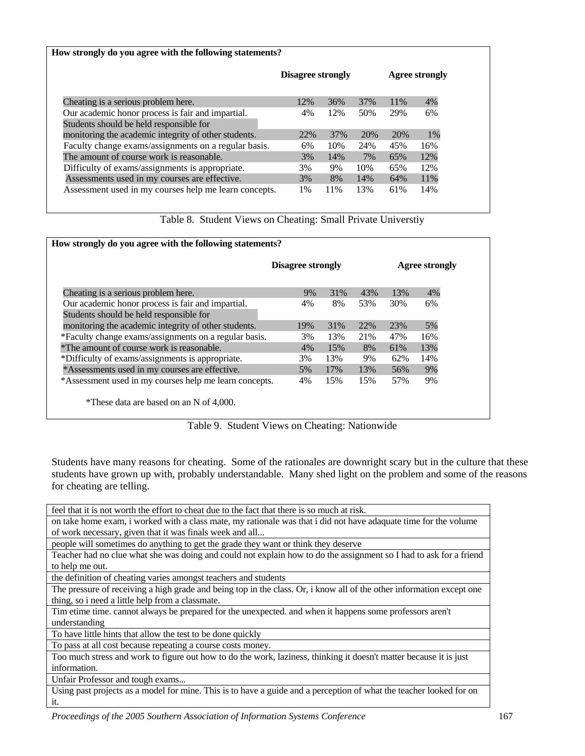**How strongly do you agree with the following statements?**

| | Disagree strongly | | | | Agree strongly |
|---|---|---|---|---|---|
| Cheating is a serious problem here. | 12% | 36% | 37% | 11% | 4% |
| Our academic honor process is fair and impartial. | 4% | 12% | 50% | 29% | 6% |
| Students should be held responsible for monitoring the academic integrity of other students. | 22% | 37% | 20% | 20% | 1% |
| Faculty change exams/assignments on a regular basis. | 6% | 10% | 24% | 45% | 16% |
| The amount of course work is reasonable. | 3% | 14% | 7% | 65% | 12% |
| Difficulty of exams/assignments is appropriate. | 3% | 9% | 10% | 65% | 12% |
| Assessments used in my courses are effective. | 3% | 8% | 14% | 64% | 11% |
| Assessment used in my courses help me learn concepts. | 1% | 11% | 13% | 61% | 14% |

Table 8. Student Views on Cheating: Small Private Universtiy

**How strongly do you agree with the following statements?**

| | Disagree strongly | | | | Agree strongly |
|---|---|---|---|---|---|
| Cheating is a serious problem here. | 9% | 31% | 43% | 13% | 4% |
| Our academic honor process is fair and impartial. | 4% | 8% | 53% | 30% | 6% |
| Students should be held responsible for monitoring the academic integrity of other students. | 19% | 31% | 22% | 23% | 5% |
| *Faculty change exams/assignments on a regular basis. | 3% | 13% | 21% | 47% | 16% |
| *The amount of course work is reasonable. | 4% | 15% | 8% | 61% | 13% |
| *Difficulty of exams/assignments is appropriate. | 3% | 13% | 9% | 62% | 14% |
| *Assessments used in my courses are effective. | 5% | 17% | 13% | 56% | 9% |
| *Assessment used in my courses help me learn concepts. | 4% | 15% | 15% | 57% | 9% |

*These data are based on an N of 4,000.

Table 9. Student Views on Cheating: Nationwide

Students have many reasons for cheating. Some of the rationales are downright scary but in the culture that these students have grown up with, probably understandable. Many shed light on the problem and some of the reasons for cheating are telling.

| |
|---|
| feel that it is not worth the effort to cheat due to the fact that there is so much at risk. |
| on take home exam, i worked with a class mate, my rationale was that i did not have adaquate time for the volume of work necessary, given that it was finals week and all... |
| people will sometimes do anything to get the grade they want or think they deserve |
| Teacher had no clue what she was doing and could not explain how to do the assignment so I had to ask for a friend to help me out. |
| the definition of cheating varies amongst teachers and students |
| The pressure of receiving a high grade and being top in the class. Or, i know all of the other information except one thing, so i need a little help from a classmate. |
| Tim etime time. cannot always be prepared for the unexpected. and when it happens some professors aren't understanding |
| To have little hints that allow the test to be done quickly |
| To pass at all cost because repeating a course costs money. |
| Too much stress and work to figure out how to do the work, laziness, thinking it doesn't matter because it is just information. |
| Unfair Professor and tough exams... |
| Using past projects as a model for mine. This is to have a guide and a perception of what the teacher looked for on it. |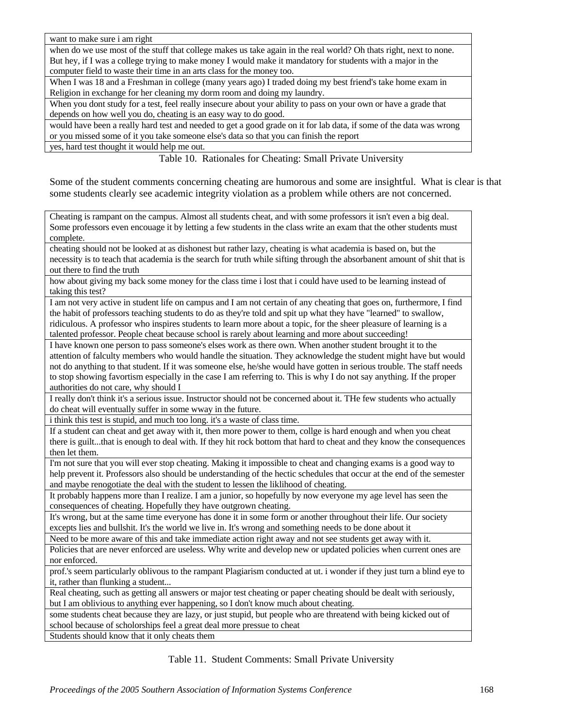| want to make sure i am right |
|---|
| when do we use most of the stuff that college makes us take again in the real world? Oh thats right, next to none. But hey, if I was a college trying to make money I would make it mandatory for students with a major in the computer field to waste their time in an arts class for the money too. |
| When I was 18 and a Freshman in college (many years ago) I traded doing my best friend's take home exam in Religion in exchange for her cleaning my dorm room and doing my laundry. |
| When you dont study for a test, feel really insecure about your ability to pass on your own or have a grade that depends on how well you do, cheating is an easy way to do good. |
| would have been a really hard test and needed to get a good grade on it for lab data, if some of the data was wrong or you missed some of it you take someone else's data so that you can finish the report |
| yes, hard test thought it would help me out. |

Table 10. Rationales for Cheating: Small Private University

Some of the student comments concerning cheating are humorous and some are insightful. What is clear is that some students clearly see academic integrity violation as a problem while others are not concerned.

| Cheating is rampant on the campus. Almost all students cheat, and with some professors it isn't even a big deal. Some professors even encouage it by letting a few students in the class write an exam that the other students must complete. |
|---|
| cheating should not be looked at as dishonest but rather lazy, cheating is what academia is based on, but the necessity is to teach that academia is the search for truth while sifting through the absorbanent amount of shit that is out there to find the truth |
| how about giving my back some money for the class time i lost that i could have used to be learning instead of taking this test? |
| I am not very active in student life on campus and I am not certain of any cheating that goes on, furthermore, I find the habit of professors teaching students to do as they're told and spit up what they have "learned" to swallow, ridiculous. A professor who inspires students to learn more about a topic, for the sheer pleasure of learning is a talented professor. People cheat because school is rarely about learning and more about succeeding! |
| I have known one person to pass someone's elses work as there own. When another student brought it to the attention of falculty members who would handle the situation. They acknowledge the student might have but would not do anything to that student. If it was someone else, he/she would have gotten in serious trouble. The staff needs to stop showing favortism especially in the case I am referring to. This is why I do not say anything. If the proper authorities do not care, why should I |
| I really don't think it's a serious issue. Instructor should not be concerned about it. THe few students who actually do cheat will eventually suffer in some wway in the future. |
| i think this test is stupid, and much too long. it's a waste of class time. |
| If a student can cheat and get away with it, then more power to them, collge is hard enough and when you cheat there is guilt...that is enough to deal with. If they hit rock bottom that hard to cheat and they know the consequences then let them. |
| I'm not sure that you will ever stop cheating. Making it impossible to cheat and changing exams is a good way to help prevent it. Professors also should be understanding of the hectic schedules that occur at the end of the semester and maybe renogotiate the deal with the student to lessen the liklihood of cheating. |
| It probably happens more than I realize. I am a junior, so hopefully by now everyone my age level has seen the consequences of cheating. Hopefully they have outgrown cheating. |
| It's wrong, but at the same time everyone has done it in some form or another throughout their life. Our society excepts lies and bullshit. It's the world we live in. It's wrong and something needs to be done about it |
| Need to be more aware of this and take immediate action right away and not see students get away with it. |
| Policies that are never enforced are useless. Why write and develop new or updated policies when current ones are nor enforced. |
| prof.'s seem particularly oblivous to the rampant Plagiarism conducted at ut. i wonder if they just turn a blind eye to it, rather than flunking a student... |
| Real cheating, such as getting all answers or major test cheating or paper cheating should be dealt with seriously, but I am oblivious to anything ever happening, so I don't know much about cheating. |
| some students cheat because they are lazy, or just stupid, but people who are threatend with being kicked out of school because of scholorships feel a great deal more pressue to cheat |
| Students should know that it only cheats them |

Table 11. Student Comments: Small Private University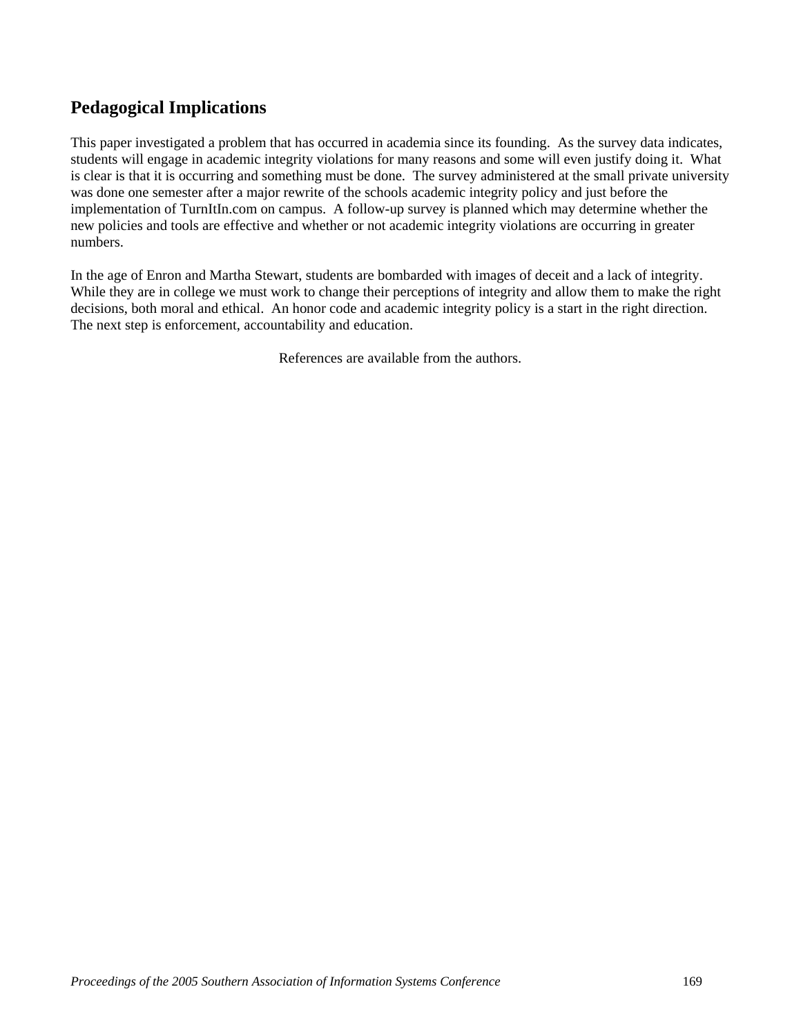## Pedagogical Implications

This paper investigated a problem that has occurred in academia since its founding. As the survey data indicates, students will engage in academic integrity violations for many reasons and some will even justify doing it. What is clear is that it is occurring and something must be done. The survey administered at the small private university was done one semester after a major rewrite of the schools academic integrity policy and just before the implementation of TurnItIn.com on campus. A follow-up survey is planned which may determine whether the new policies and tools are effective and whether or not academic integrity violations are occurring in greater numbers.

In the age of Enron and Martha Stewart, students are bombarded with images of deceit and a lack of integrity. While they are in college we must work to change their perceptions of integrity and allow them to make the right decisions, both moral and ethical. An honor code and academic integrity policy is a start in the right direction. The next step is enforcement, accountability and education.

References are available from the authors.